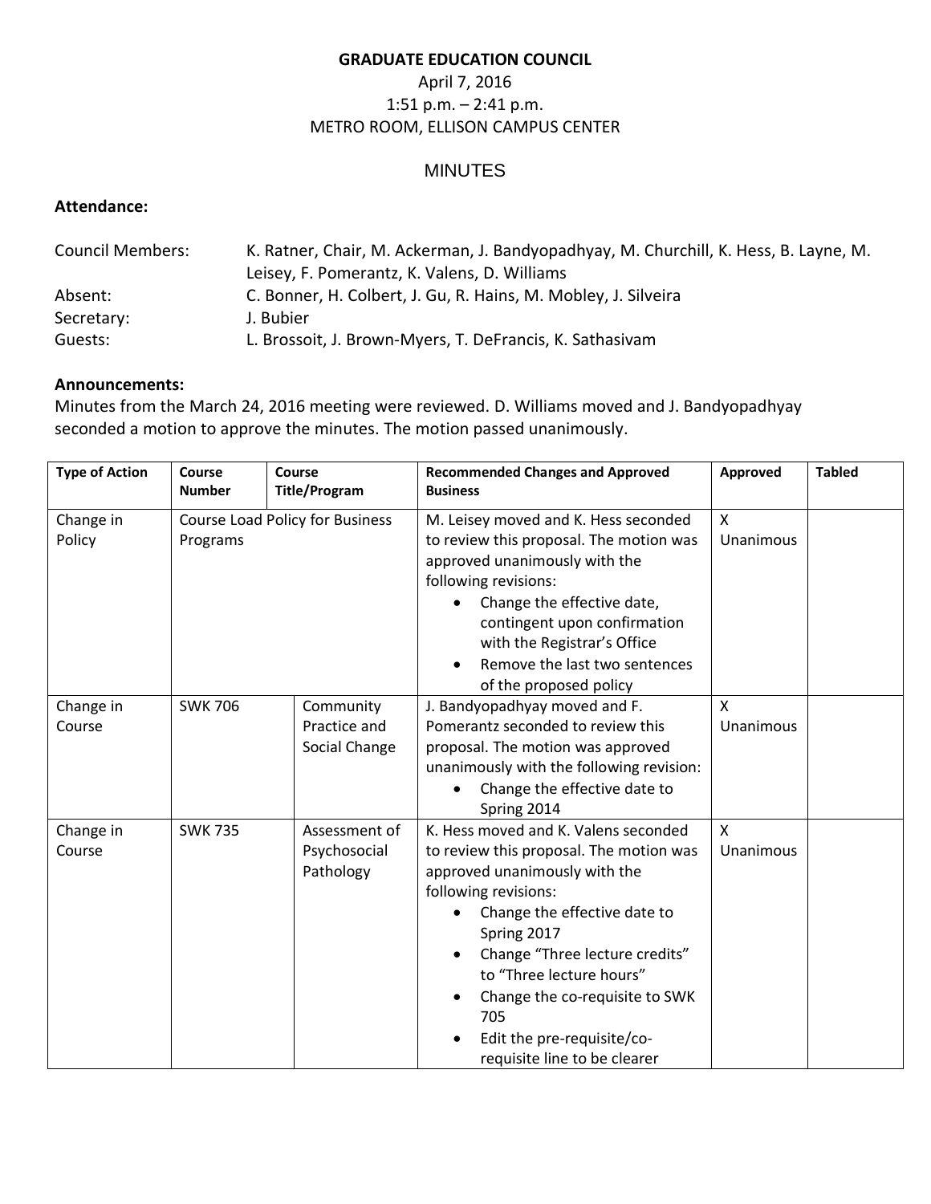# GRADUATE EDUCATION COUNCIL

April 7, 2016
1:51 p.m. – 2:41 p.m.
METRO ROOM, ELLISON CAMPUS CENTER

## MINUTES

**Attendance:**

| | |
|---|---|
| Council Members: | K. Ratner, Chair, M. Ackerman, J. Bandyopadhyay, M. Churchill, K. Hess, B. Layne, M. Leisey, F. Pomerantz, K. Valens, D. Williams |
| Absent: | C. Bonner, H. Colbert, J. Gu, R. Hains, M. Mobley, J. Silveira |
| Secretary: | J. Bubier |
| Guests: | L. Brossoit, J. Brown-Myers, T. DeFrancis, K. Sathasivam |

**Announcements:**
Minutes from the March 24, 2016 meeting were reviewed. D. Williams moved and J. Bandyopadhyay seconded a motion to approve the minutes. The motion passed unanimously.

| Type of Action | Course Number | Course Title/Program | Recommended Changes and Approved Business | Approved | Tabled |
|---|---|---|---|---|---|
| Change in Policy | Course Load Policy for Business Programs | | M. Leisey moved and K. Hess seconded to review this proposal. The motion was approved unanimously with the following revisions: <br>• Change the effective date, contingent upon confirmation with the Registrar's Office <br>• Remove the last two sentences of the proposed policy | X Unanimous | |
| Change in Course | SWK 706 | Community Practice and Social Change | J. Bandyopadhyay moved and F. Pomerantz seconded to review this proposal. The motion was approved unanimously with the following revision: <br>• Change the effective date to Spring 2014 | X Unanimous | |
| Change in Course | SWK 735 | Assessment of Psychosocial Pathology | K. Hess moved and K. Valens seconded to review this proposal. The motion was approved unanimously with the following revisions: <br>• Change the effective date to Spring 2017 <br>• Change "Three lecture credits" to "Three lecture hours" <br>• Change the co-requisite to SWK 705 <br>• Edit the pre-requisite/co-requisite line to be clearer | X Unanimous | |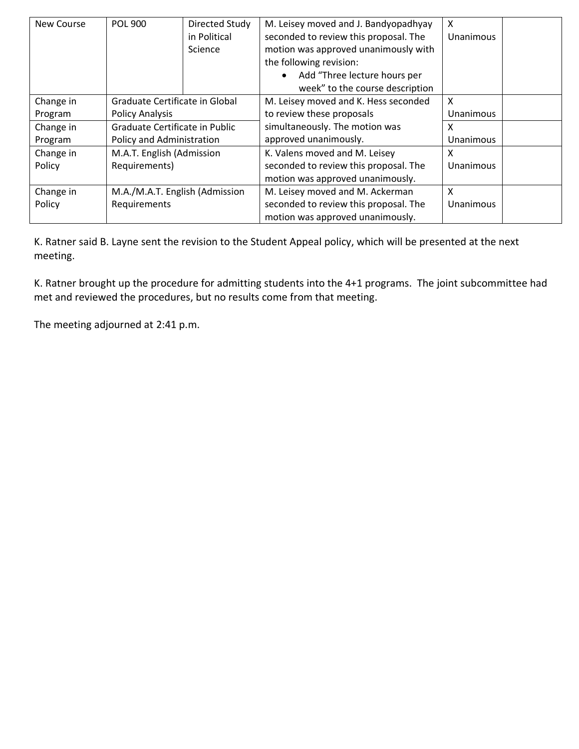| | | | | | |
|---|---|---|---|---|---|
| New Course | POL 900 | Directed Study in Political Science | M. Leisey moved and J. Bandyopadhyay seconded to review this proposal. The motion was approved unanimously with the following revision:<br>• Add "Three lecture hours per week" to the course description | X Unanimous | |
| Change in Program | Graduate Certificate in Global Policy Analysis | | M. Leisey moved and K. Hess seconded to review these proposals simultaneously. The motion was approved unanimously. | X Unanimous | |
| Change in Program | Graduate Certificate in Public Policy and Administration | | | X Unanimous | |
| Change in Policy | M.A.T. English (Admission Requirements) | | K. Valens moved and M. Leisey seconded to review this proposal. The motion was approved unanimously. | X Unanimous | |
| Change in Policy | M.A./M.A.T. English (Admission Requirements | | M. Leisey moved and M. Ackerman seconded to review this proposal. The motion was approved unanimously. | X Unanimous | |

K. Ratner said B. Layne sent the revision to the Student Appeal policy, which will be presented at the next meeting.

K. Ratner brought up the procedure for admitting students into the 4+1 programs. The joint subcommittee had met and reviewed the procedures, but no results come from that meeting.

The meeting adjourned at 2:41 p.m.